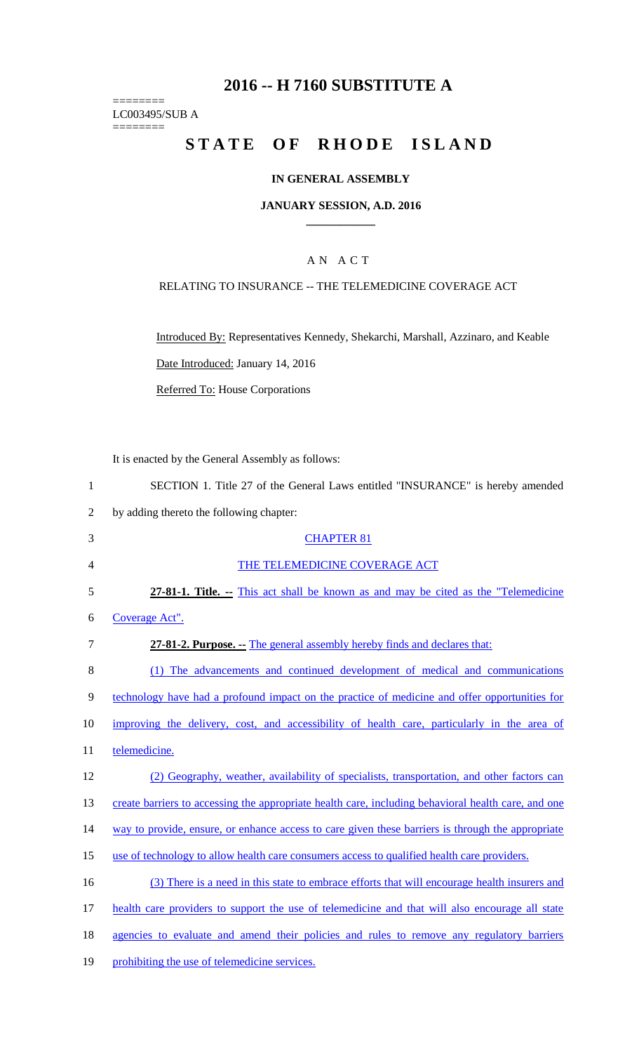# 2016 -- H 7160 SUBSTITUTE A

========
LC003495/SUB A
========

# STATE OF RHODE ISLAND

## IN GENERAL ASSEMBLY

### JANUARY SESSION, A.D. 2016

A N A C T

RELATING TO INSURANCE -- THE TELEMEDICINE COVERAGE ACT

Introduced By: Representatives Kennedy, Shekarchi, Marshall, Azzinaro, and Keable

Date Introduced: January 14, 2016

Referred To: House Corporations

It is enacted by the General Assembly as follows:

SECTION 1. Title 27 of the General Laws entitled "INSURANCE" is hereby amended by adding thereto the following chapter:

CHAPTER 81

THE TELEMEDICINE COVERAGE ACT

**27-81-1. Title. --** This act shall be known as and may be cited as the "Telemedicine Coverage Act".

**27-81-2. Purpose. --** The general assembly hereby finds and declares that:

(1) The advancements and continued development of medical and communications technology have had a profound impact on the practice of medicine and offer opportunities for improving the delivery, cost, and accessibility of health care, particularly in the area of telemedicine.

(2) Geography, weather, availability of specialists, transportation, and other factors can create barriers to accessing the appropriate health care, including behavioral health care, and one way to provide, ensure, or enhance access to care given these barriers is through the appropriate use of technology to allow health care consumers access to qualified health care providers.

(3) There is a need in this state to embrace efforts that will encourage health insurers and health care providers to support the use of telemedicine and that will also encourage all state agencies to evaluate and amend their policies and rules to remove any regulatory barriers prohibiting the use of telemedicine services.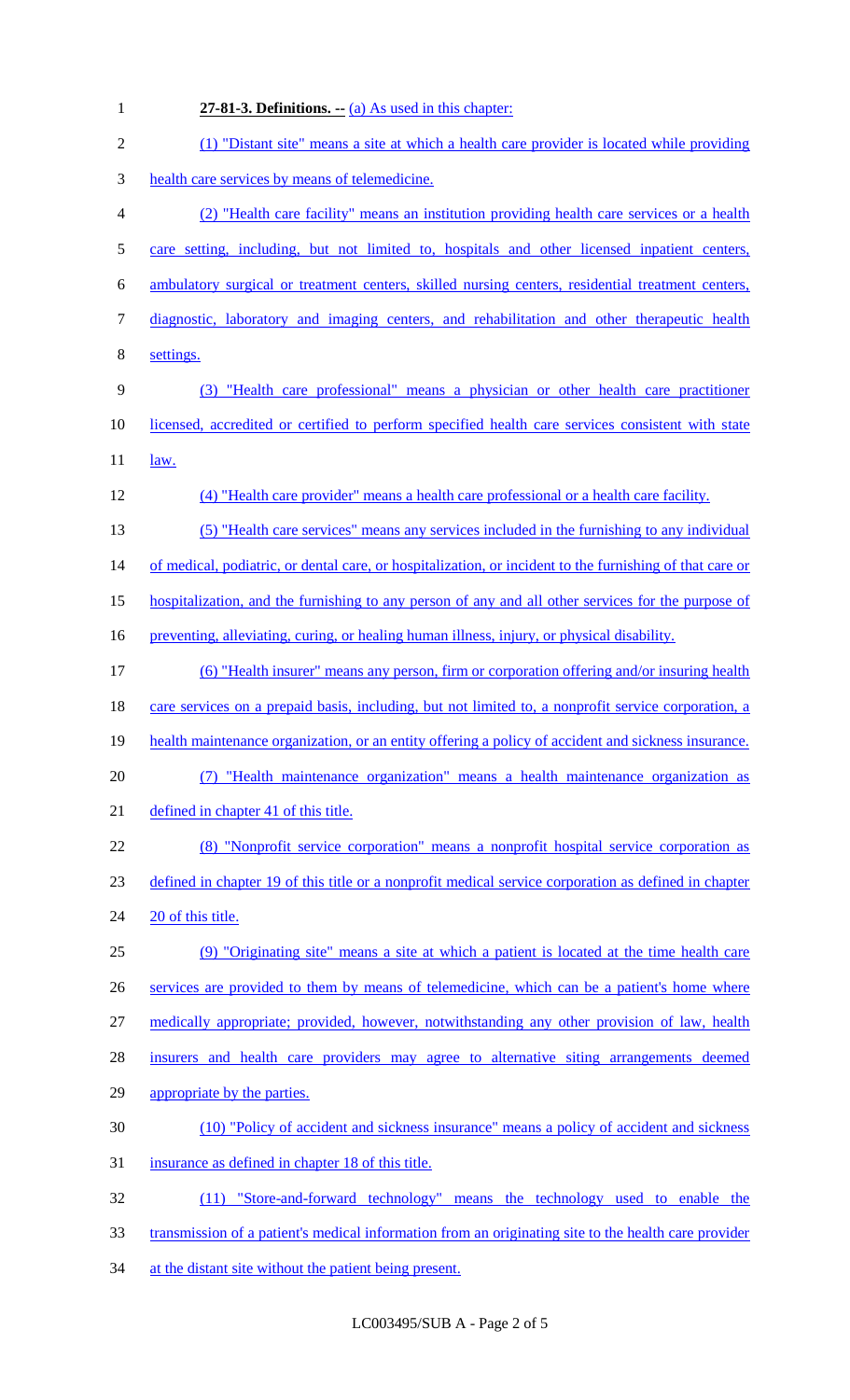**27-81-3. Definitions. --** (a) As used in this chapter:

(1) "Distant site" means a site at which a health care provider is located while providing health care services by means of telemedicine.

(2) "Health care facility" means an institution providing health care services or a health care setting, including, but not limited to, hospitals and other licensed inpatient centers, ambulatory surgical or treatment centers, skilled nursing centers, residential treatment centers, diagnostic, laboratory and imaging centers, and rehabilitation and other therapeutic health settings.

(3) "Health care professional" means a physician or other health care practitioner licensed, accredited or certified to perform specified health care services consistent with state law.

(4) "Health care provider" means a health care professional or a health care facility.

(5) "Health care services" means any services included in the furnishing to any individual of medical, podiatric, or dental care, or hospitalization, or incident to the furnishing of that care or hospitalization, and the furnishing to any person of any and all other services for the purpose of preventing, alleviating, curing, or healing human illness, injury, or physical disability.

(6) "Health insurer" means any person, firm or corporation offering and/or insuring health care services on a prepaid basis, including, but not limited to, a nonprofit service corporation, a health maintenance organization, or an entity offering a policy of accident and sickness insurance.

(7) "Health maintenance organization" means a health maintenance organization as defined in chapter 41 of this title.

(8) "Nonprofit service corporation" means a nonprofit hospital service corporation as defined in chapter 19 of this title or a nonprofit medical service corporation as defined in chapter 20 of this title.

(9) "Originating site" means a site at which a patient is located at the time health care services are provided to them by means of telemedicine, which can be a patient's home where medically appropriate; provided, however, notwithstanding any other provision of law, health insurers and health care providers may agree to alternative siting arrangements deemed appropriate by the parties.

(10) "Policy of accident and sickness insurance" means a policy of accident and sickness insurance as defined in chapter 18 of this title.

(11) "Store-and-forward technology" means the technology used to enable the transmission of a patient's medical information from an originating site to the health care provider at the distant site without the patient being present.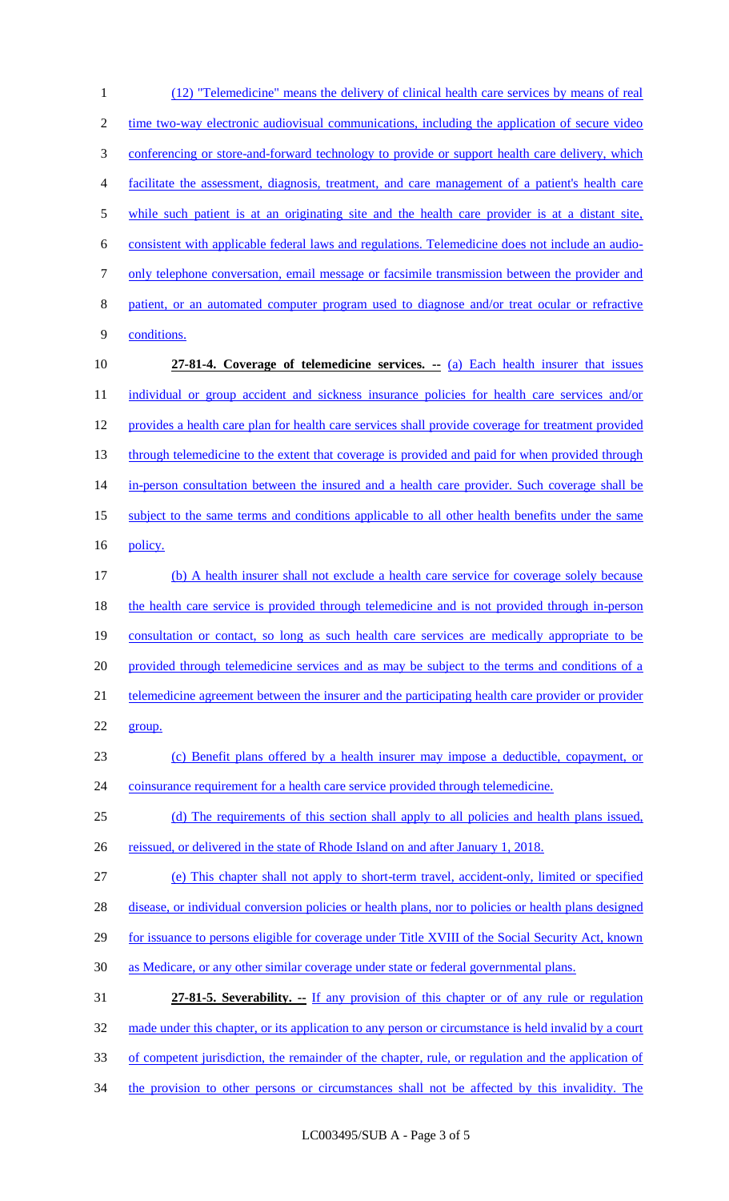(12) "Telemedicine" means the delivery of clinical health care services by means of real time two-way electronic audiovisual communications, including the application of secure video conferencing or store-and-forward technology to provide or support health care delivery, which facilitate the assessment, diagnosis, treatment, and care management of a patient's health care while such patient is at an originating site and the health care provider is at a distant site, consistent with applicable federal laws and regulations. Telemedicine does not include an audio-only telephone conversation, email message or facsimile transmission between the provider and patient, or an automated computer program used to diagnose and/or treat ocular or refractive conditions.

**27-81-4. Coverage of telemedicine services. --** (a) Each health insurer that issues individual or group accident and sickness insurance policies for health care services and/or provides a health care plan for health care services shall provide coverage for treatment provided through telemedicine to the extent that coverage is provided and paid for when provided through in-person consultation between the insured and a health care provider. Such coverage shall be subject to the same terms and conditions applicable to all other health benefits under the same policy.

(b) A health insurer shall not exclude a health care service for coverage solely because the health care service is provided through telemedicine and is not provided through in-person consultation or contact, so long as such health care services are medically appropriate to be provided through telemedicine services and as may be subject to the terms and conditions of a telemedicine agreement between the insurer and the participating health care provider or provider group.

(c) Benefit plans offered by a health insurer may impose a deductible, copayment, or coinsurance requirement for a health care service provided through telemedicine.

(d) The requirements of this section shall apply to all policies and health plans issued, reissued, or delivered in the state of Rhode Island on and after January 1, 2018.

(e) This chapter shall not apply to short-term travel, accident-only, limited or specified disease, or individual conversion policies or health plans, nor to policies or health plans designed for issuance to persons eligible for coverage under Title XVIII of the Social Security Act, known as Medicare, or any other similar coverage under state or federal governmental plans.

**27-81-5. Severability. --** If any provision of this chapter or of any rule or regulation made under this chapter, or its application to any person or circumstance is held invalid by a court of competent jurisdiction, the remainder of the chapter, rule, or regulation and the application of the provision to other persons or circumstances shall not be affected by this invalidity. The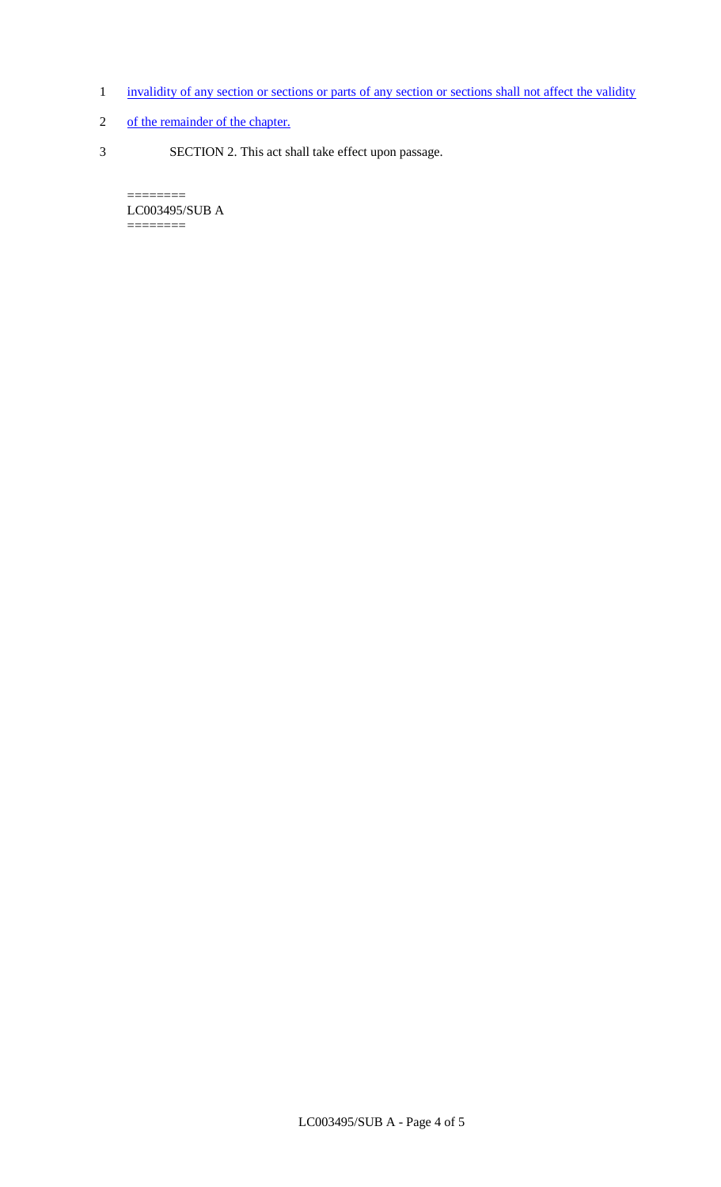1 invalidity of any section or sections or parts of any section or sections shall not affect the validity

2 of the remainder of the chapter.

3 SECTION 2. This act shall take effect upon passage.

========
LC003495/SUB A
========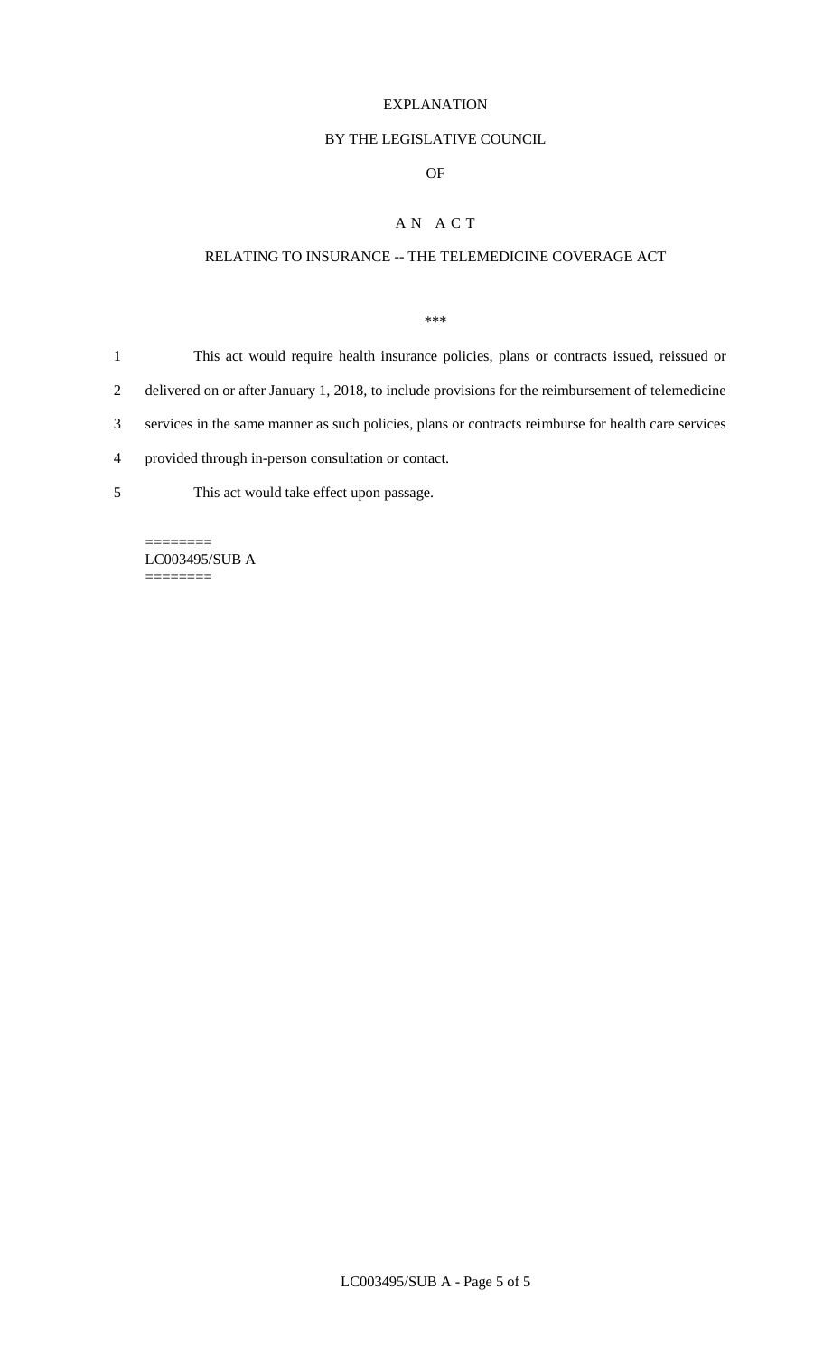EXPLANATION

BY THE LEGISLATIVE COUNCIL

OF

A N A C T

RELATING TO INSURANCE -- THE TELEMEDICINE COVERAGE ACT

\*\*\*

This act would require health insurance policies, plans or contracts issued, reissued or delivered on or after January 1, 2018, to include provisions for the reimbursement of telemedicine services in the same manner as such policies, plans or contracts reimburse for health care services provided through in-person consultation or contact.

This act would take effect upon passage.

========
LC003495/SUB A
========